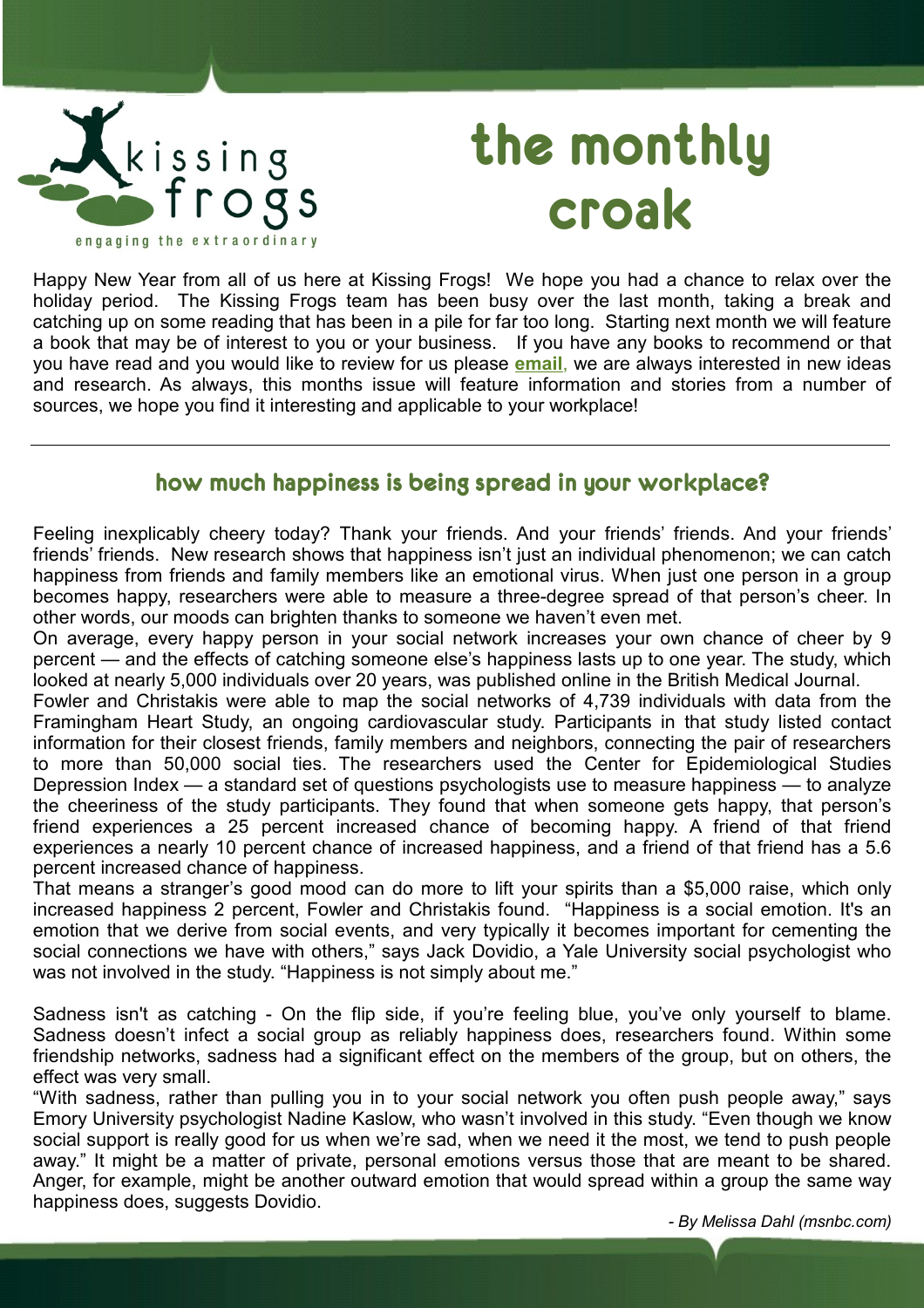kissing frogs

engaging the extraordinary

# the monthly croak

Happy New Year from all of us here at Kissing Frogs! We hope you had a chance to relax over the holiday period. The Kissing Frogs team has been busy over the last month, taking a break and catching up on some reading that has been in a pile for far too long. Starting next month we will feature a book that may be of interest to you or your business. If you have any books to recommend or that you have read and you would like to review for us please **email**, we are always interested in new ideas and research. As always, this months issue will feature information and stories from a number of sources, we hope you find it interesting and applicable to your workplace!

---

## how much happiness is being spread in your workplace?

Feeling inexplicably cheery today? Thank your friends. And your friends' friends. And your friends' friends' friends. New research shows that happiness isn't just an individual phenomenon; we can catch happiness from friends and family members like an emotional virus. When just one person in a group becomes happy, researchers were able to measure a three-degree spread of that person's cheer. In other words, our moods can brighten thanks to someone we haven't even met.

On average, every happy person in your social network increases your own chance of cheer by 9 percent — and the effects of catching someone else's happiness lasts up to one year. The study, which looked at nearly 5,000 individuals over 20 years, was published online in the British Medical Journal.

Fowler and Christakis were able to map the social networks of 4,739 individuals with data from the Framingham Heart Study, an ongoing cardiovascular study. Participants in that study listed contact information for their closest friends, family members and neighbors, connecting the pair of researchers to more than 50,000 social ties. The researchers used the Center for Epidemiological Studies Depression Index — a standard set of questions psychologists use to measure happiness — to analyze the cheeriness of the study participants. They found that when someone gets happy, that person's friend experiences a 25 percent increased chance of becoming happy. A friend of that friend experiences a nearly 10 percent chance of increased happiness, and a friend of that friend has a 5.6 percent increased chance of happiness.

That means a stranger's good mood can do more to lift your spirits than a $5,000 raise, which only increased happiness 2 percent, Fowler and Christakis found. "Happiness is a social emotion. It's an emotion that we derive from social events, and very typically it becomes important for cementing the social connections we have with others," says Jack Dovidio, a Yale University social psychologist who was not involved in the study. "Happiness is not simply about me."

Sadness isn't as catching - On the flip side, if you're feeling blue, you've only yourself to blame. Sadness doesn't infect a social group as reliably happiness does, researchers found. Within some friendship networks, sadness had a significant effect on the members of the group, but on others, the effect was very small.

"With sadness, rather than pulling you in to your social network you often push people away," says Emory University psychologist Nadine Kaslow, who wasn't involved in this study. "Even though we know social support is really good for us when we're sad, when we need it the most, we tend to push people away." It might be a matter of private, personal emotions versus those that are meant to be shared. Anger, for example, might be another outward emotion that would spread within a group the same way happiness does, suggests Dovidio.

*- By Melissa Dahl (msnbc.com)*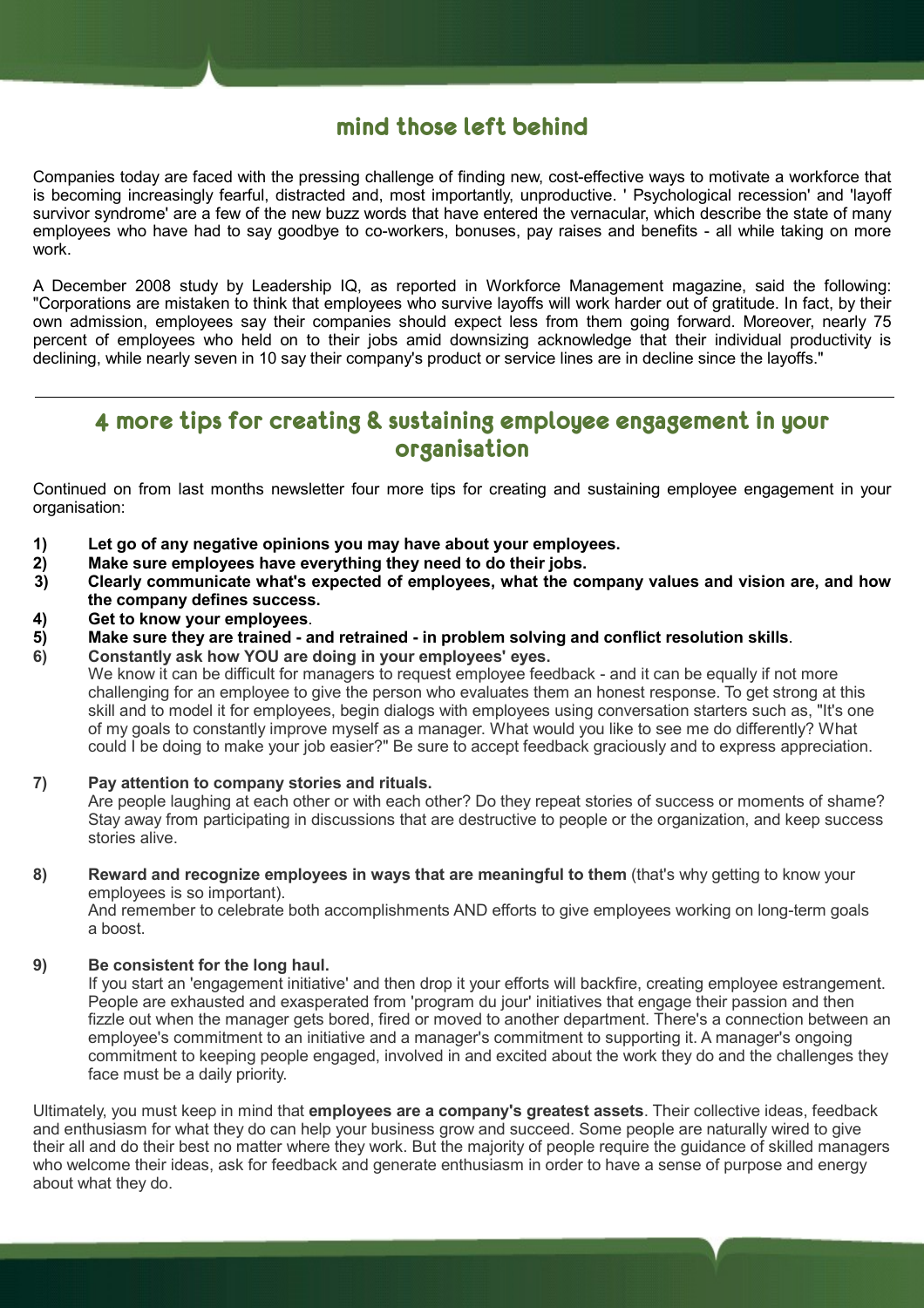## mind those left behind

Companies today are faced with the pressing challenge of finding new, cost-effective ways to motivate a workforce that is becoming increasingly fearful, distracted and, most importantly, unproductive. ' Psychological recession' and 'layoff survivor syndrome' are a few of the new buzz words that have entered the vernacular, which describe the state of many employees who have had to say goodbye to co-workers, bonuses, pay raises and benefits - all while taking on more work.

A December 2008 study by Leadership IQ, as reported in Workforce Management magazine, said the following: "Corporations are mistaken to think that employees who survive layoffs will work harder out of gratitude. In fact, by their own admission, employees say their companies should expect less from them going forward. Moreover, nearly 75 percent of employees who held on to their jobs amid downsizing acknowledge that their individual productivity is declining, while nearly seven in 10 say their company's product or service lines are in decline since the layoffs."

---

## 4 more tips for creating & sustaining employee engagement in your organisation

Continued on from last months newsletter four more tips for creating and sustaining employee engagement in your organisation:

1) **Let go of any negative opinions you may have about your employees.**
2) **Make sure employees have everything they need to do their jobs.**
3) **Clearly communicate what's expected of employees, what the company values and vision are, and how the company defines success.**
4) **Get to know your employees**.
5) **Make sure they are trained - and retrained - in problem solving and conflict resolution skills**.
6) **Constantly ask how YOU are doing in your employees' eyes.**
   We know it can be difficult for managers to request employee feedback - and it can be equally if not more challenging for an employee to give the person who evaluates them an honest response. To get strong at this skill and to model it for employees, begin dialogs with employees using conversation starters such as, "It's one of my goals to constantly improve myself as a manager. What would you like to see me do differently? What could I be doing to make your job easier?" Be sure to accept feedback graciously and to express appreciation.

7) **Pay attention to company stories and rituals.**
   Are people laughing at each other or with each other? Do they repeat stories of success or moments of shame? Stay away from participating in discussions that are destructive to people or the organization, and keep success stories alive.

8) **Reward and recognize employees in ways that are meaningful to them** (that's why getting to know your employees is so important).
   And remember to celebrate both accomplishments AND efforts to give employees working on long-term goals a boost.

9) **Be consistent for the long haul.**
   If you start an 'engagement initiative' and then drop it your efforts will backfire, creating employee estrangement. People are exhausted and exasperated from 'program du jour' initiatives that engage their passion and then fizzle out when the manager gets bored, fired or moved to another department. There's a connection between an employee's commitment to an initiative and a manager's commitment to supporting it. A manager's ongoing commitment to keeping people engaged, involved in and excited about the work they do and the challenges they face must be a daily priority.

Ultimately, you must keep in mind that **employees are a company's greatest assets**. Their collective ideas, feedback and enthusiasm for what they do can help your business grow and succeed. Some people are naturally wired to give their all and do their best no matter where they work. But the majority of people require the guidance of skilled managers who welcome their ideas, ask for feedback and generate enthusiasm in order to have a sense of purpose and energy about what they do.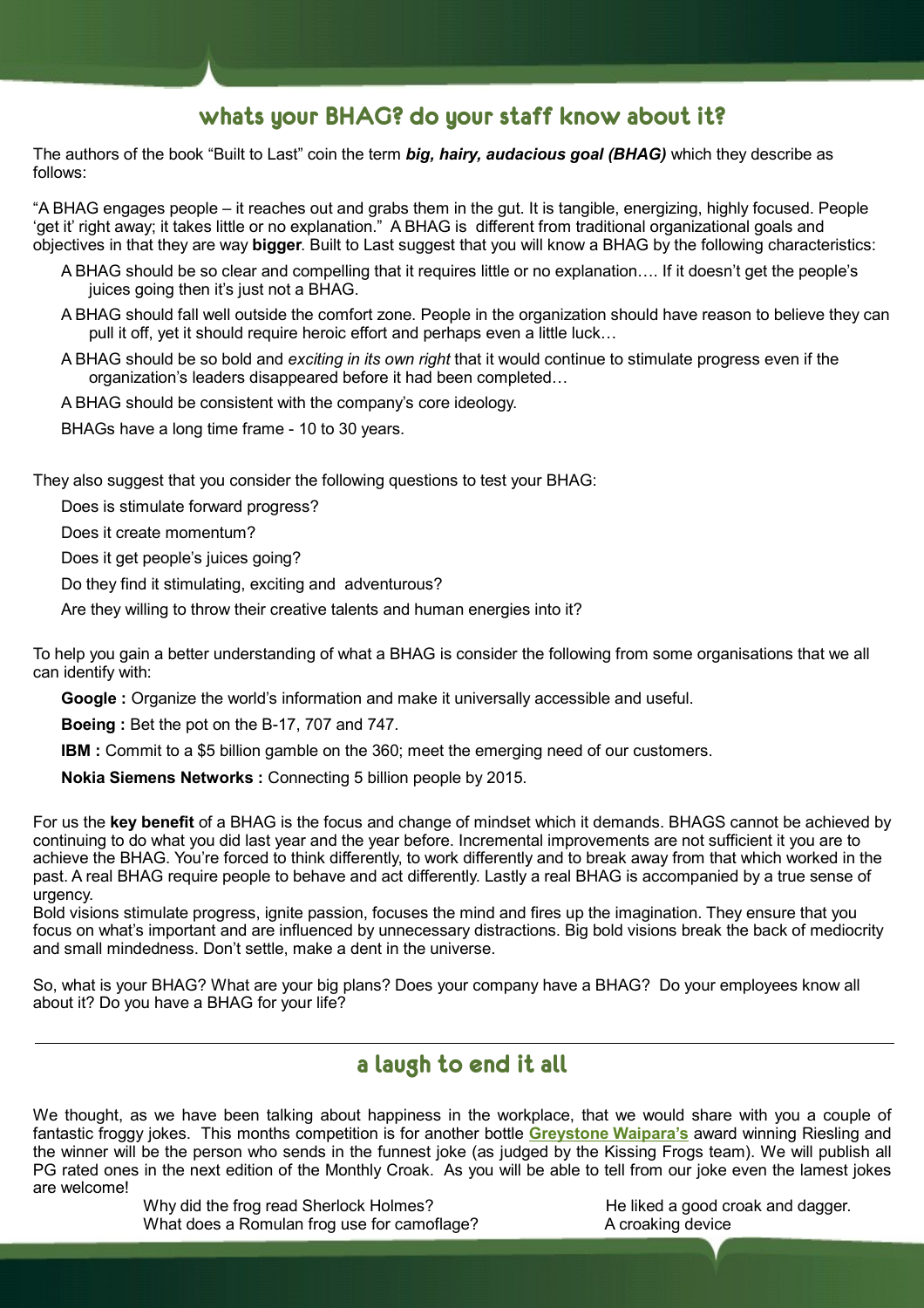## whats your BHAG? do your staff know about it?

The authors of the book "Built to Last" coin the term ***big, hairy, audacious goal (BHAG)*** which they describe as follows:

"A BHAG engages people – it reaches out and grabs them in the gut. It is tangible, energizing, highly focused. People 'get it' right away; it takes little or no explanation." A BHAG is different from traditional organizational goals and objectives in that they are way **bigger**. Built to Last suggest that you will know a BHAG by the following characteristics:

- A BHAG should be so clear and compelling that it requires little or no explanation…. If it doesn't get the people's juices going then it's just not a BHAG.
- A BHAG should fall well outside the comfort zone. People in the organization should have reason to believe they can pull it off, yet it should require heroic effort and perhaps even a little luck…
- A BHAG should be so bold and *exciting in its own right* that it would continue to stimulate progress even if the organization's leaders disappeared before it had been completed…
- A BHAG should be consistent with the company's core ideology.
- BHAGs have a long time frame - 10 to 30 years.

They also suggest that you consider the following questions to test your BHAG:

- Does is stimulate forward progress?
- Does it create momentum?
- Does it get people's juices going?
- Do they find it stimulating, exciting and adventurous?
- Are they willing to throw their creative talents and human energies into it?

To help you gain a better understanding of what a BHAG is consider the following from some organisations that we all can identify with:

- **Google :** Organize the world's information and make it universally accessible and useful.
- **Boeing :** Bet the pot on the B-17, 707 and 747.
- **IBM :** Commit to a $5 billion gamble on the 360; meet the emerging need of our customers.
- **Nokia Siemens Networks :** Connecting 5 billion people by 2015.

For us the **key benefit** of a BHAG is the focus and change of mindset which it demands. BHAGS cannot be achieved by continuing to do what you did last year and the year before. Incremental improvements are not sufficient it you are to achieve the BHAG. You're forced to think differently, to work differently and to break away from that which worked in the past. A real BHAG require people to behave and act differently. Lastly a real BHAG is accompanied by a true sense of urgency.

Bold visions stimulate progress, ignite passion, focuses the mind and fires up the imagination. They ensure that you focus on what's important and are influenced by unnecessary distractions. Big bold visions break the back of mediocrity and small mindedness. Don't settle, make a dent in the universe.

So, what is your BHAG? What are your big plans? Does your company have a BHAG? Do your employees know all about it? Do you have a BHAG for your life?

---

## a laugh to end it all

We thought, as we have been talking about happiness in the workplace, that we would share with you a couple of fantastic froggy jokes. This months competition is for another bottle **Greystone Waipara's** award winning Riesling and the winner will be the person who sends in the funnest joke (as judged by the Kissing Frogs team). We will publish all PG rated ones in the next edition of the Monthly Croak. As you will be able to tell from our joke even the lamest jokes are welcome!

Why did the frog read Sherlock Holmes? — He liked a good croak and dagger.

What does a Romulan frog use for camoflage? — A croaking device